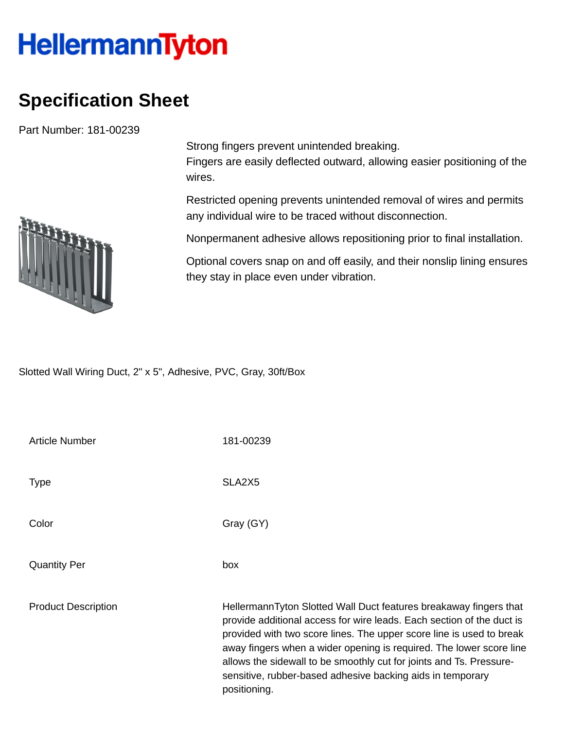# HellermannTyton

## Specification Sheet

Part Number: 181-00239

Strong fingers prevent unintended breaking.
Fingers are easily deflected outward, allowing easier positioning of the wires.

Restricted opening prevents unintended removal of wires and permits any individual wire to be traced without disconnection.

Nonpermanent adhesive allows repositioning prior to final installation.

Optional covers snap on and off easily, and their nonslip lining ensures they stay in place even under vibration.

Slotted Wall Wiring Duct, 2" x 5", Adhesive, PVC, Gray, 30ft/Box

| | |
|---|---|
| Article Number | 181-00239 |
| Type | SLA2X5 |
| Color | Gray (GY) |
| Quantity Per | box |
| Product Description | HellermannTyton Slotted Wall Duct features breakaway fingers that provide additional access for wire leads. Each section of the duct is provided with two score lines. The upper score line is used to break away fingers when a wider opening is required. The lower score line allows the sidewall to be smoothly cut for joints and Ts. Pressure-sensitive, rubber-based adhesive backing aids in temporary positioning. |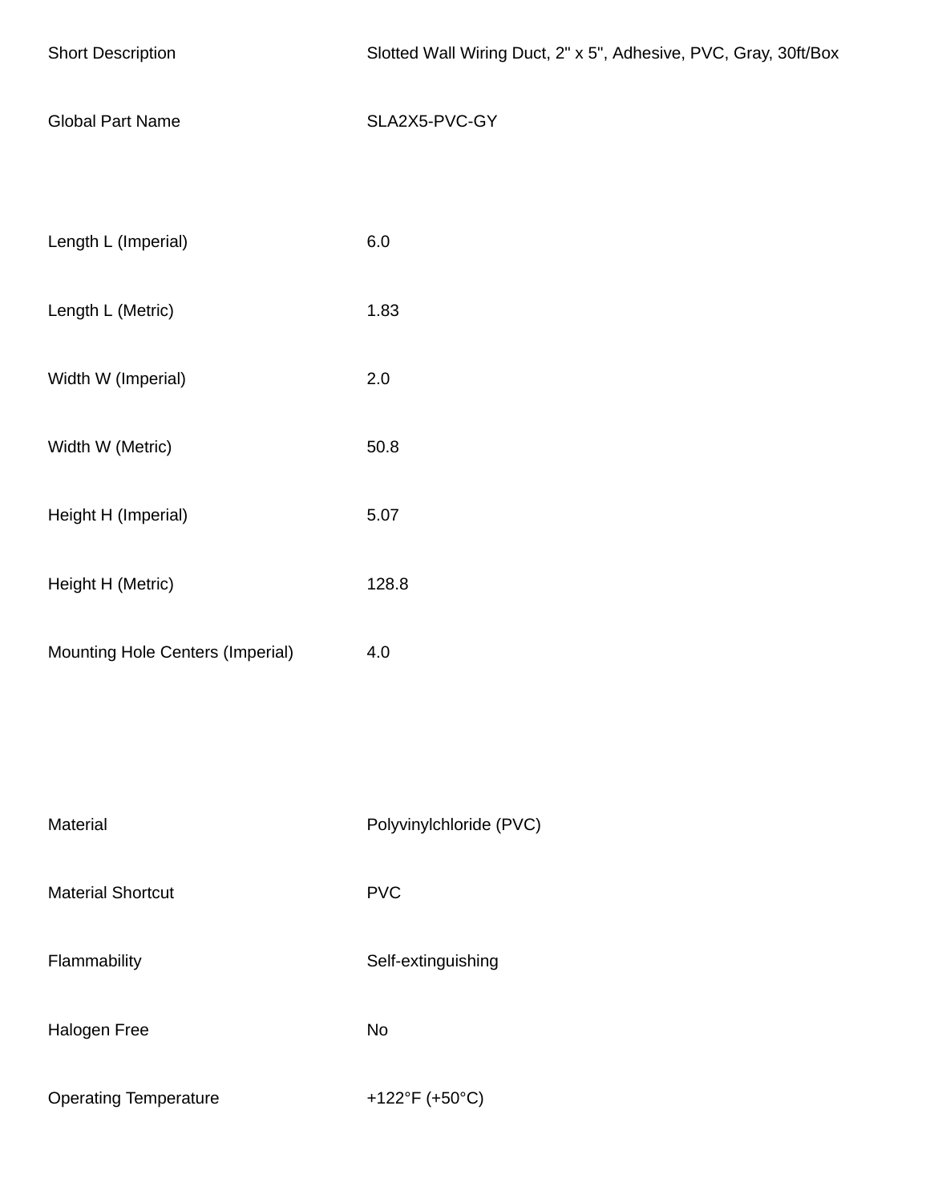| | |
|---|---|
| Short Description | Slotted Wall Wiring Duct, 2" x 5", Adhesive, PVC, Gray, 30ft/Box |
| Global Part Name | SLA2X5-PVC-GY |

| | |
|---|---|
| Length L (Imperial) | 6.0 |
| Length L (Metric) | 1.83 |
| Width W (Imperial) | 2.0 |
| Width W (Metric) | 50.8 |
| Height H (Imperial) | 5.07 |
| Height H (Metric) | 128.8 |
| Mounting Hole Centers (Imperial) | 4.0 |

| | |
|---|---|
| Material | Polyvinylchloride (PVC) |
| Material Shortcut | PVC |
| Flammability | Self-extinguishing |
| Halogen Free | No |
| Operating Temperature | +122°F (+50°C) |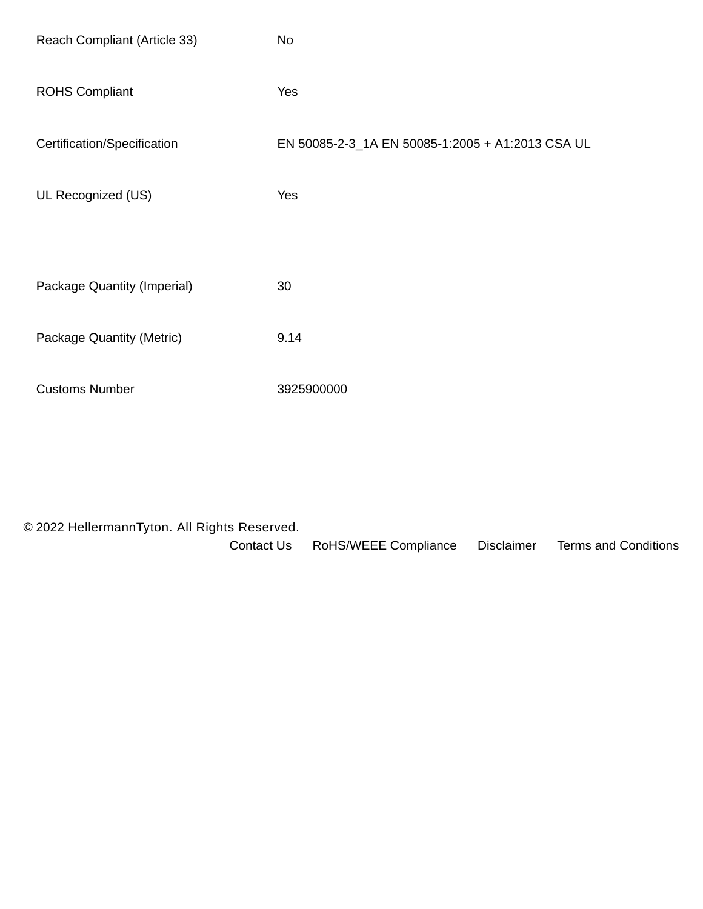| | |
|---|---|
| Reach Compliant (Article 33) | No |
| ROHS Compliant | Yes |
| Certification/Specification | EN 50085-2-3_1A EN 50085-1:2005 + A1:2013 CSA UL |
| UL Recognized (US) | Yes |
| Package Quantity (Imperial) | 30 |
| Package Quantity (Metric) | 9.14 |
| Customs Number | 3925900000 |

© 2022 HellermannTyton. All Rights Reserved.

Contact Us RoHS/WEEE Compliance Disclaimer Terms and Conditions